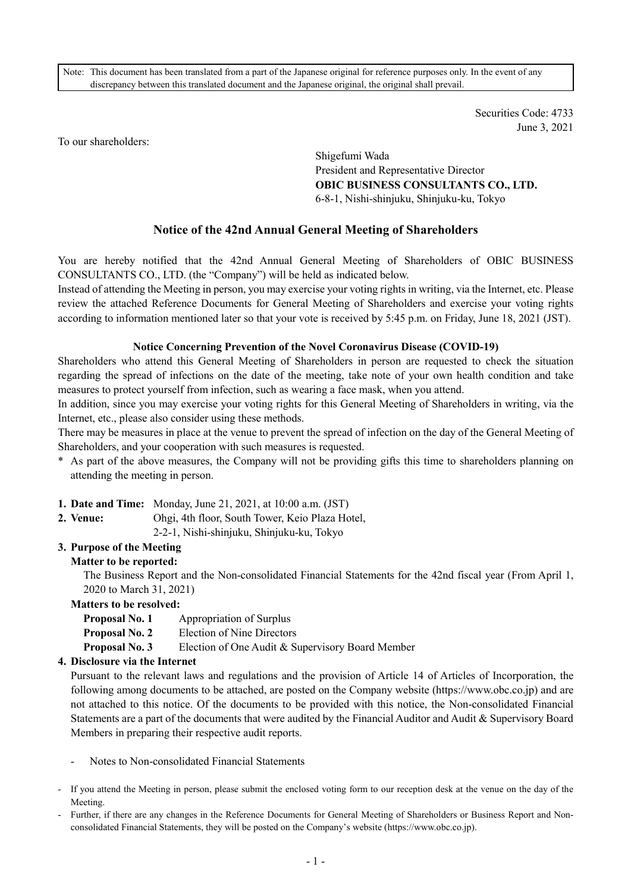Note: This document has been translated from a part of the Japanese original for reference purposes only. In the event of any discrepancy between this translated document and the Japanese original, the original shall prevail.

Securities Code: 4733
June 3, 2021

To our shareholders:

Shigefumi Wada
President and Representative Director
**OBIC BUSINESS CONSULTANTS CO., LTD.**
6-8-1, Nishi-shinjuku, Shinjuku-ku, Tokyo

# Notice of the 42nd Annual General Meeting of Shareholders

You are hereby notified that the 42nd Annual General Meeting of Shareholders of OBIC BUSINESS CONSULTANTS CO., LTD. (the "Company") will be held as indicated below.

Instead of attending the Meeting in person, you may exercise your voting rights in writing, via the Internet, etc. Please review the attached Reference Documents for General Meeting of Shareholders and exercise your voting rights according to information mentioned later so that your vote is received by 5:45 p.m. on Friday, June 18, 2021 (JST).

### Notice Concerning Prevention of the Novel Coronavirus Disease (COVID-19)

Shareholders who attend this General Meeting of Shareholders in person are requested to check the situation regarding the spread of infections on the date of the meeting, take note of your own health condition and take measures to protect yourself from infection, such as wearing a face mask, when you attend.

In addition, since you may exercise your voting rights for this General Meeting of Shareholders in writing, via the Internet, etc., please also consider using these methods.

There may be measures in place at the venue to prevent the spread of infection on the day of the General Meeting of Shareholders, and your cooperation with such measures is requested.

\* As part of the above measures, the Company will not be providing gifts this time to shareholders planning on attending the meeting in person.

**1. Date and Time:** Monday, June 21, 2021, at 10:00 a.m. (JST)

**2. Venue:** Ohgi, 4th floor, South Tower, Keio Plaza Hotel,
2-2-1, Nishi-shinjuku, Shinjuku-ku, Tokyo

**3. Purpose of the Meeting**

**Matter to be reported:**

The Business Report and the Non-consolidated Financial Statements for the 42nd fiscal year (From April 1, 2020 to March 31, 2021)

**Matters to be resolved:**

**Proposal No. 1** Appropriation of Surplus
**Proposal No. 2** Election of Nine Directors
**Proposal No. 3** Election of One Audit & Supervisory Board Member

**4. Disclosure via the Internet**

Pursuant to the relevant laws and regulations and the provision of Article 14 of Articles of Incorporation, the following among documents to be attached, are posted on the Company website (https://www.obc.co.jp) and are not attached to this notice. Of the documents to be provided with this notice, the Non-consolidated Financial Statements are a part of the documents that were audited by the Financial Auditor and Audit & Supervisory Board Members in preparing their respective audit reports.

- Notes to Non-consolidated Financial Statements

- If you attend the Meeting in person, please submit the enclosed voting form to our reception desk at the venue on the day of the Meeting.
- Further, if there are any changes in the Reference Documents for General Meeting of Shareholders or Business Report and Non-consolidated Financial Statements, they will be posted on the Company's website (https://www.obc.co.jp).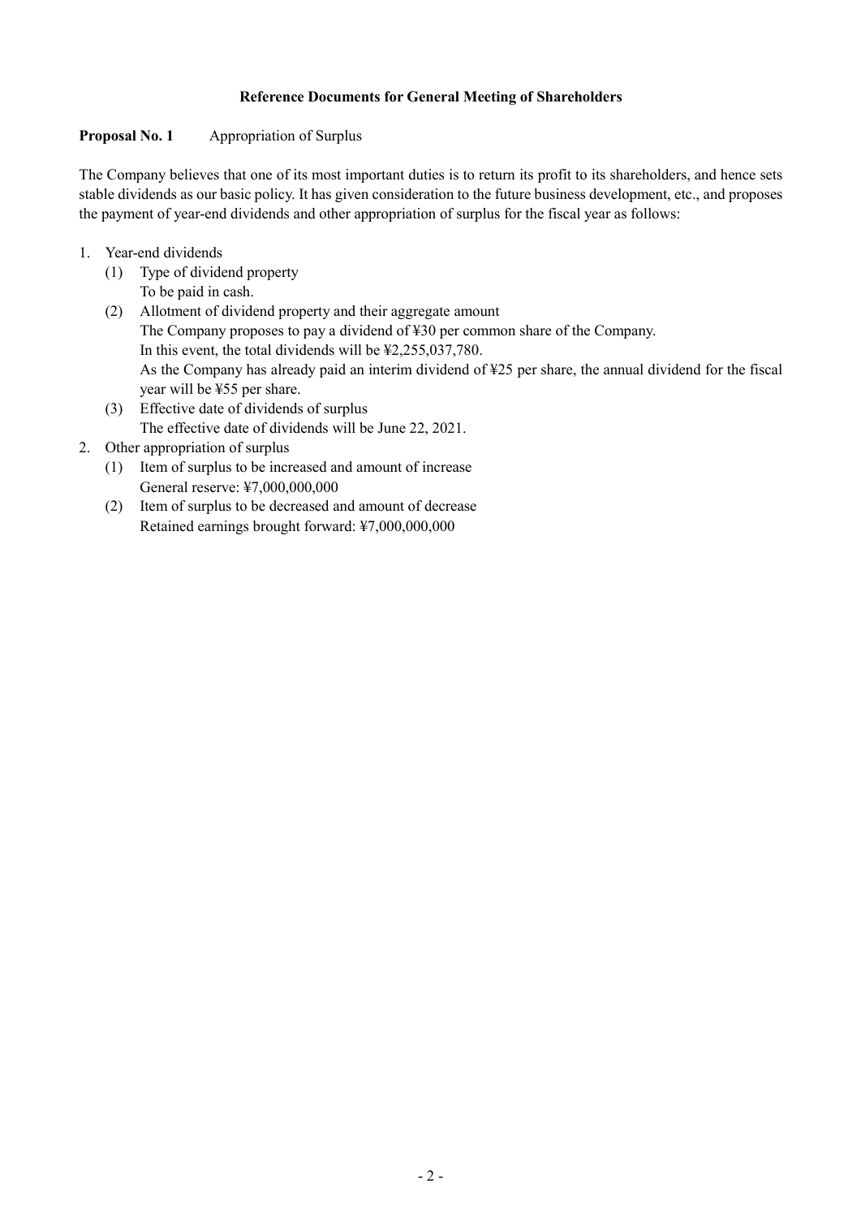## Reference Documents for General Meeting of Shareholders

**Proposal No. 1** Appropriation of Surplus

The Company believes that one of its most important duties is to return its profit to its shareholders, and hence sets stable dividends as our basic policy. It has given consideration to the future business development, etc., and proposes the payment of year-end dividends and other appropriation of surplus for the fiscal year as follows:

1. Year-end dividends
   (1) Type of dividend property
   To be paid in cash.
   (2) Allotment of dividend property and their aggregate amount
   The Company proposes to pay a dividend of ¥30 per common share of the Company.
   In this event, the total dividends will be ¥2,255,037,780.
   As the Company has already paid an interim dividend of ¥25 per share, the annual dividend for the fiscal year will be ¥55 per share.
   (3) Effective date of dividends of surplus
   The effective date of dividends will be June 22, 2021.
2. Other appropriation of surplus
   (1) Item of surplus to be increased and amount of increase
   General reserve: ¥7,000,000,000
   (2) Item of surplus to be decreased and amount of decrease
   Retained earnings brought forward: ¥7,000,000,000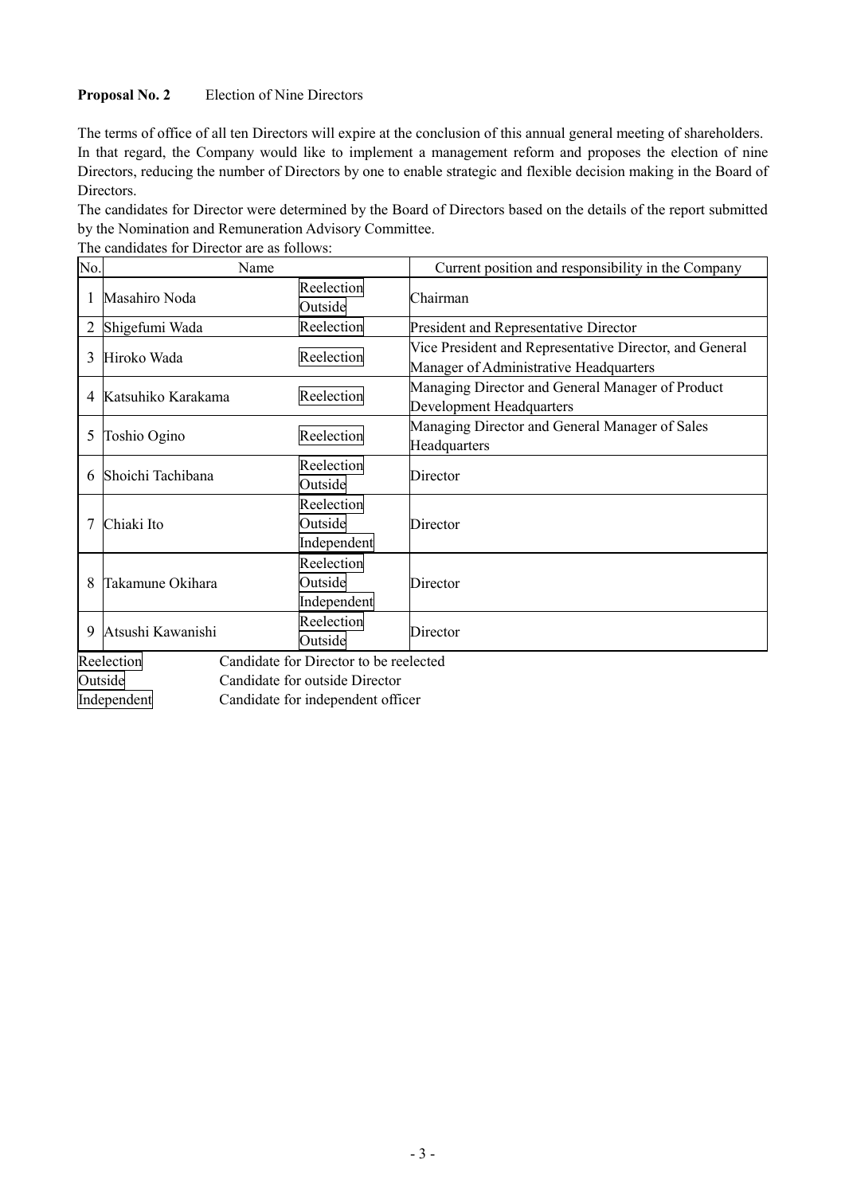**Proposal No. 2** Election of Nine Directors

The terms of office of all ten Directors will expire at the conclusion of this annual general meeting of shareholders. In that regard, the Company would like to implement a management reform and proposes the election of nine Directors, reducing the number of Directors by one to enable strategic and flexible decision making in the Board of Directors.

The candidates for Director were determined by the Board of Directors based on the details of the report submitted by the Nomination and Remuneration Advisory Committee.

The candidates for Director are as follows:

| No. | Name | | Current position and responsibility in the Company |
|---|---|---|---|
| 1 | Masahiro Noda | Reelection<br>Outside | Chairman |
| 2 | Shigefumi Wada | Reelection | President and Representative Director |
| 3 | Hiroko Wada | Reelection | Vice President and Representative Director, and General Manager of Administrative Headquarters |
| 4 | Katsuhiko Karakama | Reelection | Managing Director and General Manager of Product Development Headquarters |
| 5 | Toshio Ogino | Reelection | Managing Director and General Manager of Sales Headquarters |
| 6 | Shoichi Tachibana | Reelection<br>Outside | Director |
| 7 | Chiaki Ito | Reelection<br>Outside<br>Independent | Director |
| 8 | Takamune Okihara | Reelection<br>Outside<br>Independent | Director |
| 9 | Atsushi Kawanishi | Reelection<br>Outside | Director |

Reelection Candidate for Director to be reelected
Outside Candidate for outside Director
Independent Candidate for independent officer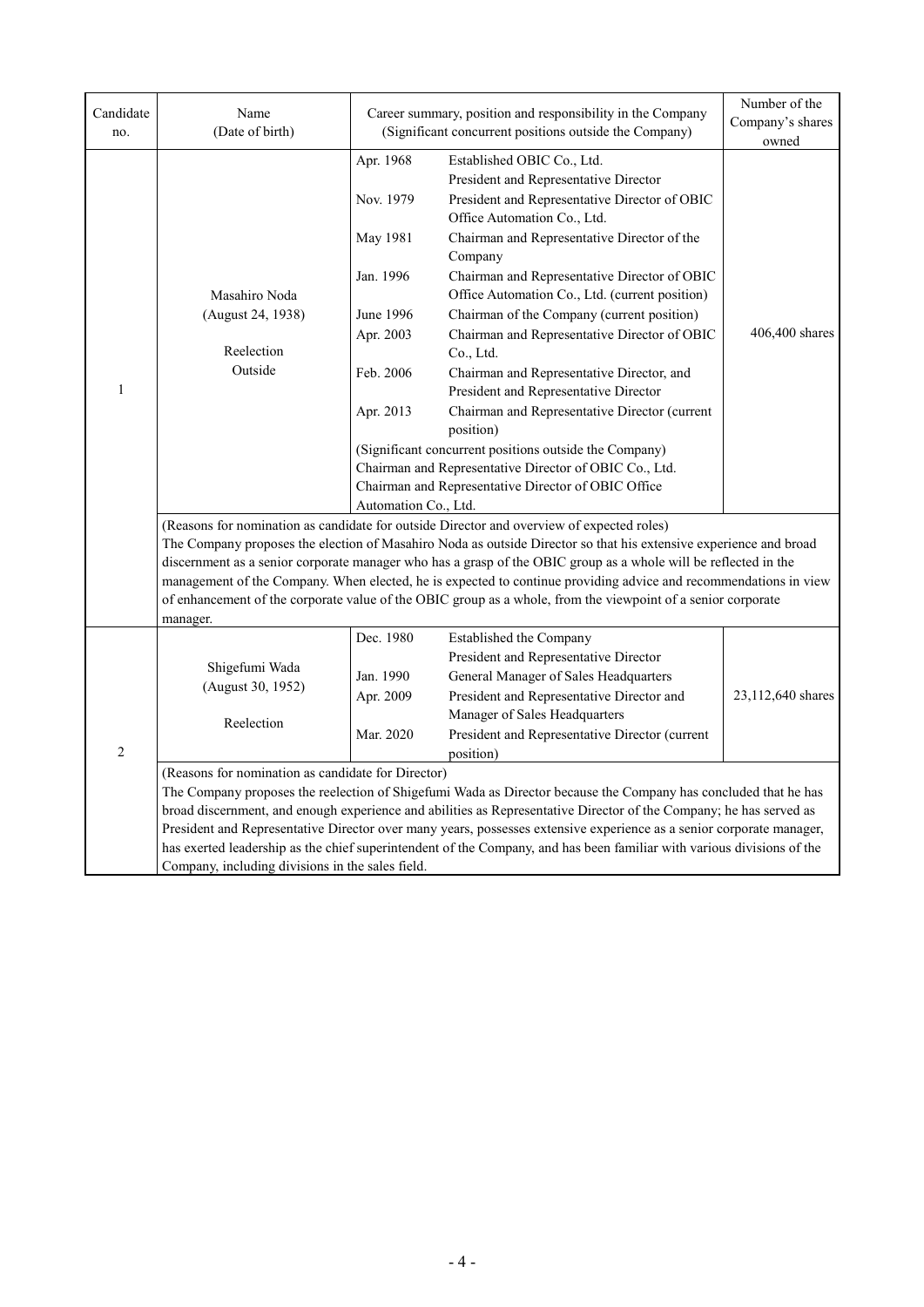| Candidate no. | Name (Date of birth) | Career summary, position and responsibility in the Company (Significant concurrent positions outside the Company) | | Number of the Company's shares owned |
|---|---|---|---|---|
| 1 | Masahiro Noda (August 24, 1938) Reelection Outside | Apr. 1968 | Established OBIC Co., Ltd. President and Representative Director | 406,400 shares |
| | | Nov. 1979 | President and Representative Director of OBIC Office Automation Co., Ltd. | |
| | | May 1981 | Chairman and Representative Director of the Company | |
| | | Jan. 1996 | Chairman and Representative Director of OBIC Office Automation Co., Ltd. (current position) | |
| | | June 1996 | Chairman of the Company (current position) | |
| | | Apr. 2003 | Chairman and Representative Director of OBIC Co., Ltd. | |
| | | Feb. 2006 | Chairman and Representative Director, and President and Representative Director | |
| | | Apr. 2013 | Chairman and Representative Director (current position) | |
| | | (Significant concurrent positions outside the Company) Chairman and Representative Director of OBIC Co., Ltd. Chairman and Representative Director of OBIC Office Automation Co., Ltd. | | |
| | (Reasons for nomination as candidate for outside Director and overview of expected roles) The Company proposes the election of Masahiro Noda as outside Director so that his extensive experience and broad discernment as a senior corporate manager who has a grasp of the OBIC group as a whole will be reflected in the management of the Company. When elected, he is expected to continue providing advice and recommendations in view of enhancement of the corporate value of the OBIC group as a whole, from the viewpoint of a senior corporate manager. | | | |
| 2 | Shigefumi Wada (August 30, 1952) Reelection | Dec. 1980 | Established the Company President and Representative Director | 23,112,640 shares |
| | | Jan. 1990 | General Manager of Sales Headquarters | |
| | | Apr. 2009 | President and Representative Director and Manager of Sales Headquarters | |
| | | Mar. 2020 | President and Representative Director (current position) | |
| | (Reasons for nomination as candidate for Director) The Company proposes the reelection of Shigefumi Wada as Director because the Company has concluded that he has broad discernment, and enough experience and abilities as Representative Director of the Company; he has served as President and Representative Director over many years, possesses extensive experience as a senior corporate manager, has exerted leadership as the chief superintendent of the Company, and has been familiar with various divisions of the Company, including divisions in the sales field. | | | |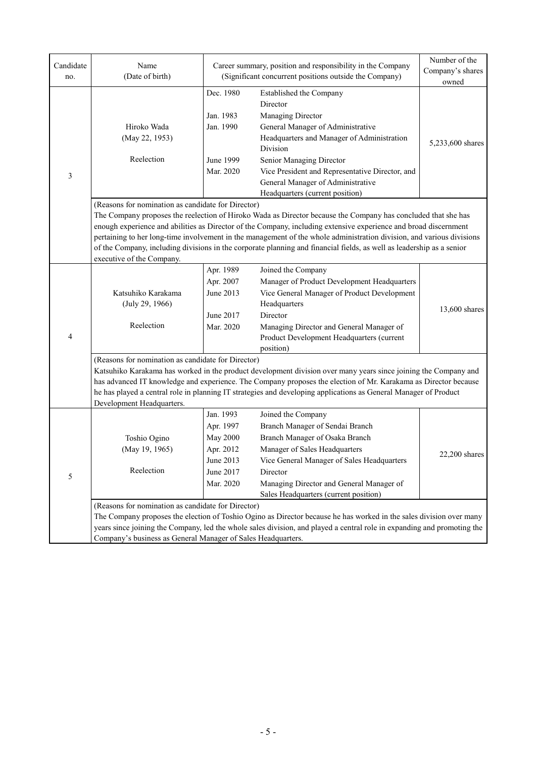| Candidate no. | Name (Date of birth) | Career summary, position and responsibility in the Company (Significant concurrent positions outside the Company) | | Number of the Company's shares owned |
|---|---|---|---|---|
| 3 | Hiroko Wada (May 22, 1953) Reelection | Dec. 1980 | Established the Company Director | 5,233,600 shares |
| | | Jan. 1983 | Managing Director | |
| | | Jan. 1990 | General Manager of Administrative Headquarters and Manager of Administration Division | |
| | | June 1999 | Senior Managing Director | |
| | | Mar. 2020 | Vice President and Representative Director, and General Manager of Administrative Headquarters (current position) | |
| | (Reasons for nomination as candidate for Director) The Company proposes the reelection of Hiroko Wada as Director because the Company has concluded that she has enough experience and abilities as Director of the Company, including extensive experience and broad discernment pertaining to her long-time involvement in the management of the whole administration division, and various divisions of the Company, including divisions in the corporate planning and financial fields, as well as leadership as a senior executive of the Company. | | | |
| 4 | Katsuhiko Karakama (July 29, 1966) Reelection | Apr. 1989 | Joined the Company | 13,600 shares |
| | | Apr. 2007 | Manager of Product Development Headquarters | |
| | | June 2013 | Vice General Manager of Product Development Headquarters | |
| | | June 2017 | Director | |
| | | Mar. 2020 | Managing Director and General Manager of Product Development Headquarters (current position) | |
| | (Reasons for nomination as candidate for Director) Katsuhiko Karakama has worked in the product development division over many years since joining the Company and has advanced IT knowledge and experience. The Company proposes the election of Mr. Karakama as Director because he has played a central role in planning IT strategies and developing applications as General Manager of Product Development Headquarters. | | | |
| 5 | Toshio Ogino (May 19, 1965) Reelection | Jan. 1993 | Joined the Company | 22,200 shares |
| | | Apr. 1997 | Branch Manager of Sendai Branch | |
| | | May 2000 | Branch Manager of Osaka Branch | |
| | | Apr. 2012 | Manager of Sales Headquarters | |
| | | June 2013 | Vice General Manager of Sales Headquarters | |
| | | June 2017 | Director | |
| | | Mar. 2020 | Managing Director and General Manager of Sales Headquarters (current position) | |
| | (Reasons for nomination as candidate for Director) The Company proposes the election of Toshio Ogino as Director because he has worked in the sales division over many years since joining the Company, led the whole sales division, and played a central role in expanding and promoting the Company's business as General Manager of Sales Headquarters. | | | |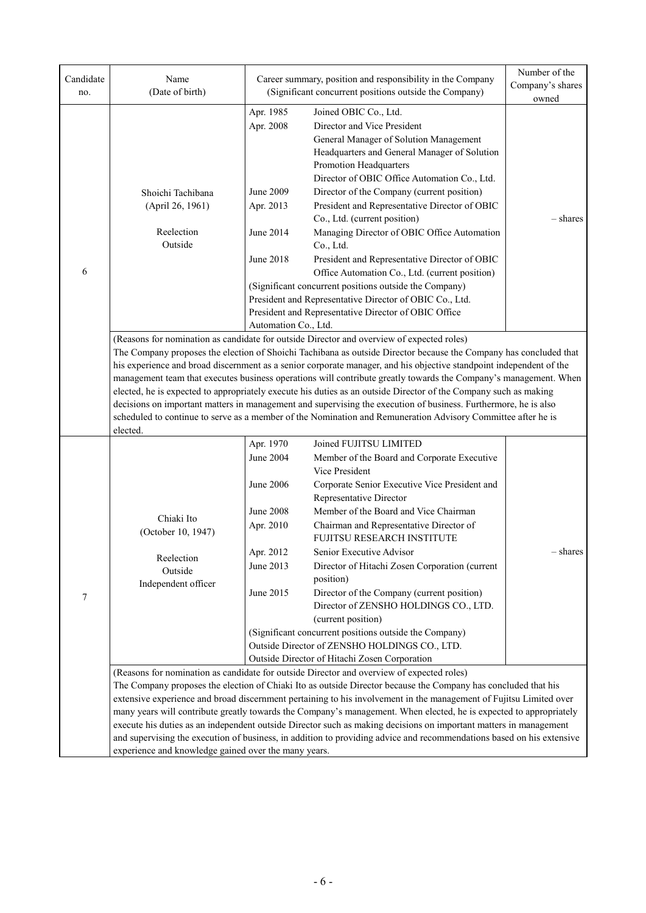| Candidate no. | Name (Date of birth) | Career summary, position and responsibility in the Company (Significant concurrent positions outside the Company) | Number of the Company's shares owned |
|---|---|---|---|
| 6 | Shoichi Tachibana (April 26, 1961)<br><br>Reelection<br>Outside | Apr. 1985 Joined OBIC Co., Ltd.<br>Apr. 2008 Director and Vice President<br>General Manager of Solution Management Headquarters and General Manager of Solution Promotion Headquarters<br>Director of OBIC Office Automation Co., Ltd.<br>June 2009 Director of the Company (current position)<br>Apr. 2013 President and Representative Director of OBIC Co., Ltd. (current position)<br>June 2014 Managing Director of OBIC Office Automation Co., Ltd.<br>June 2018 President and Representative Director of OBIC Office Automation Co., Ltd. (current position)<br>(Significant concurrent positions outside the Company)<br>President and Representative Director of OBIC Co., Ltd.<br>President and Representative Director of OBIC Office Automation Co., Ltd. | – shares |
| | (Reasons for nomination as candidate for outside Director and overview of expected roles)<br>The Company proposes the election of Shoichi Tachibana as outside Director because the Company has concluded that his experience and broad discernment as a senior corporate manager, and his objective standpoint independent of the management team that executes business operations will contribute greatly towards the Company's management. When elected, he is expected to appropriately execute his duties as an outside Director of the Company such as making decisions on important matters in management and supervising the execution of business. Furthermore, he is also scheduled to continue to serve as a member of the Nomination and Remuneration Advisory Committee after he is elected. | | |
| 7 | Chiaki Ito (October 10, 1947)<br><br>Reelection<br>Outside<br>Independent officer | Apr. 1970 Joined FUJITSU LIMITED<br>June 2004 Member of the Board and Corporate Executive Vice President<br>June 2006 Corporate Senior Executive Vice President and Representative Director<br>June 2008 Member of the Board and Vice Chairman<br>Apr. 2010 Chairman and Representative Director of FUJITSU RESEARCH INSTITUTE<br>Apr. 2012 Senior Executive Advisor<br>June 2013 Director of Hitachi Zosen Corporation (current position)<br>June 2015 Director of the Company (current position)<br>Director of ZENSHO HOLDINGS CO., LTD. (current position)<br>(Significant concurrent positions outside the Company)<br>Outside Director of ZENSHO HOLDINGS CO., LTD.<br>Outside Director of Hitachi Zosen Corporation | – shares |
| | (Reasons for nomination as candidate for outside Director and overview of expected roles)<br>The Company proposes the election of Chiaki Ito as outside Director because the Company has concluded that his extensive experience and broad discernment pertaining to his involvement in the management of Fujitsu Limited over many years will contribute greatly towards the Company's management. When elected, he is expected to appropriately execute his duties as an independent outside Director such as making decisions on important matters in management and supervising the execution of business, in addition to providing advice and recommendations based on his extensive experience and knowledge gained over the many years. | | |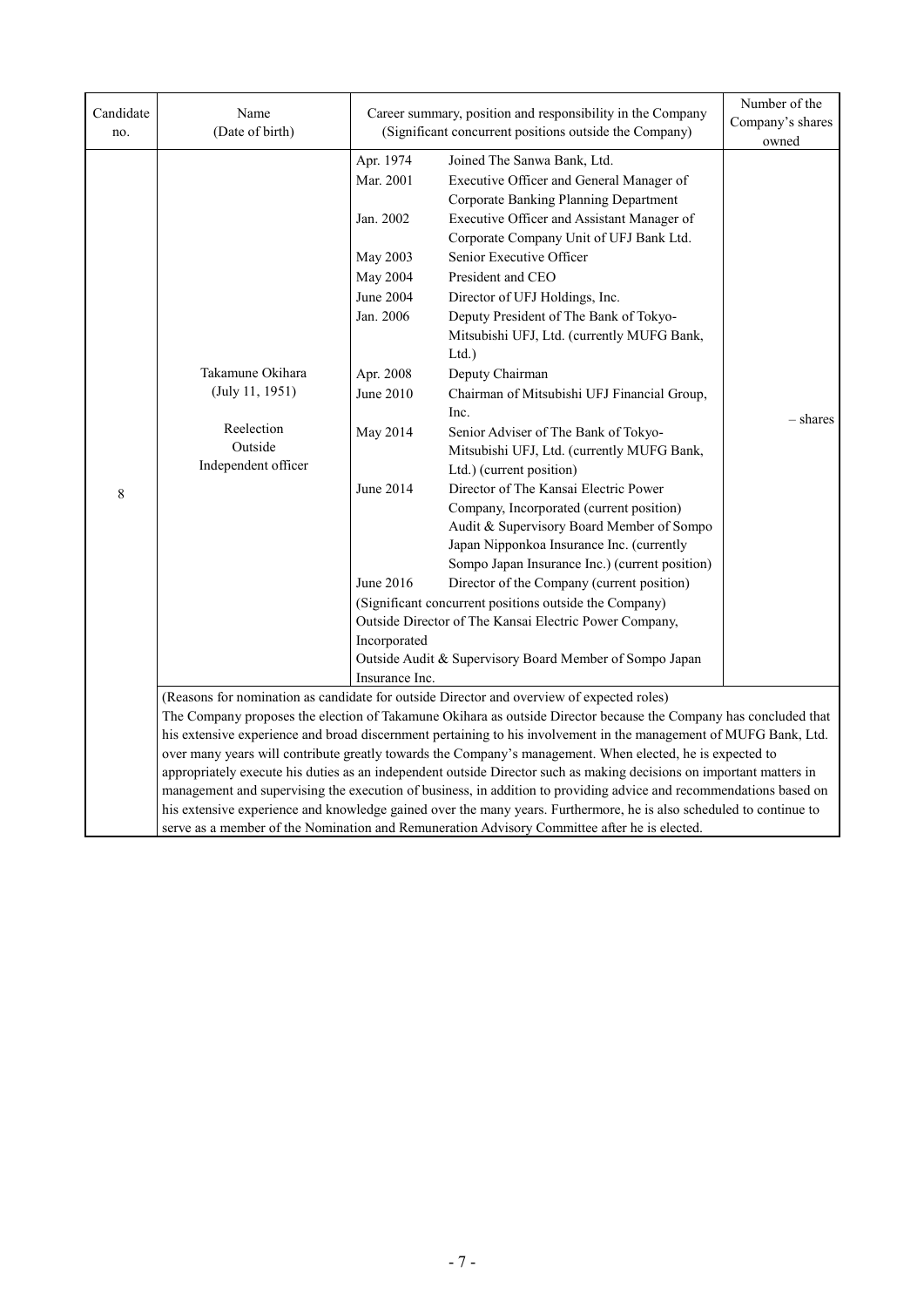| Candidate no. | Name (Date of birth) | Career summary, position and responsibility in the Company (Significant concurrent positions outside the Company) | Number of the Company's shares owned |
|---|---|---|---|
| 8 | Takamune Okihara (July 11, 1951)<br><br>Reelection<br>Outside<br>Independent officer | Apr. 1974 Joined The Sanwa Bank, Ltd.<br>Mar. 2001 Executive Officer and General Manager of Corporate Banking Planning Department<br>Jan. 2002 Executive Officer and Assistant Manager of Corporate Company Unit of UFJ Bank Ltd.<br>May 2003 Senior Executive Officer<br>May 2004 President and CEO<br>June 2004 Director of UFJ Holdings, Inc.<br>Jan. 2006 Deputy President of The Bank of Tokyo-Mitsubishi UFJ, Ltd. (currently MUFG Bank, Ltd.)<br>Apr. 2008 Deputy Chairman<br>June 2010 Chairman of Mitsubishi UFJ Financial Group, Inc.<br>May 2014 Senior Adviser of The Bank of Tokyo-Mitsubishi UFJ, Ltd. (currently MUFG Bank, Ltd.) (current position)<br>June 2014 Director of The Kansai Electric Power Company, Incorporated (current position)<br>Audit & Supervisory Board Member of Sompo Japan Nipponkoa Insurance Inc. (currently Sompo Japan Insurance Inc.) (current position)<br>June 2016 Director of the Company (current position)<br>(Significant concurrent positions outside the Company)<br>Outside Director of The Kansai Electric Power Company, Incorporated<br>Outside Audit & Supervisory Board Member of Sompo Japan Insurance Inc. | – shares |
| | (Reasons for nomination as candidate for outside Director and overview of expected roles)<br>The Company proposes the election of Takamune Okihara as outside Director because the Company has concluded that his extensive experience and broad discernment pertaining to his involvement in the management of MUFG Bank, Ltd. over many years will contribute greatly towards the Company's management. When elected, he is expected to appropriately execute his duties as an independent outside Director such as making decisions on important matters in management and supervising the execution of business, in addition to providing advice and recommendations based on his extensive experience and knowledge gained over the many years. Furthermore, he is also scheduled to continue to serve as a member of the Nomination and Remuneration Advisory Committee after he is elected. | | |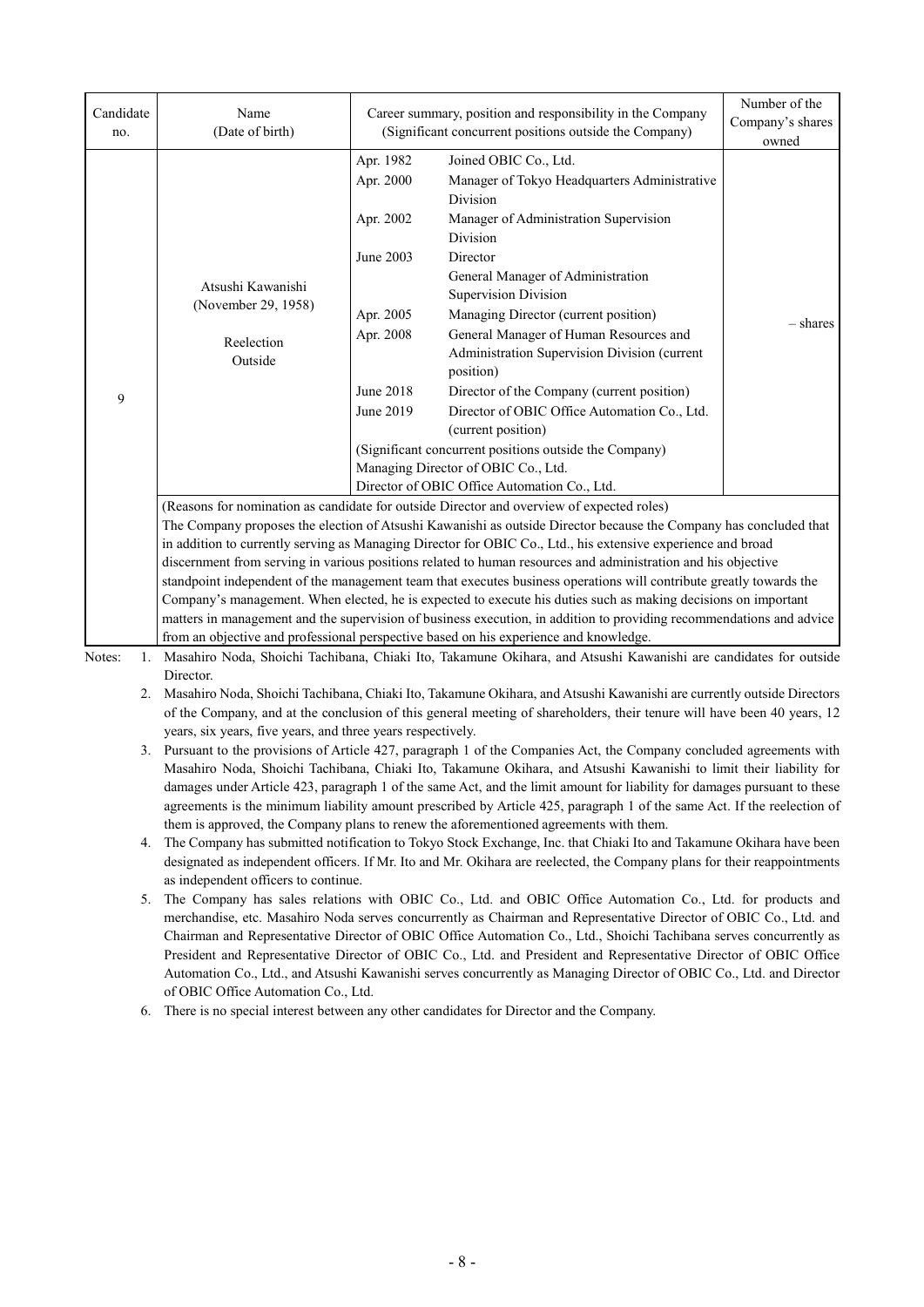| Candidate no. | Name (Date of birth) | Career summary, position and responsibility in the Company (Significant concurrent positions outside the Company) | | Number of the Company's shares owned |
|---|---|---|---|---|
| 9 | Atsushi Kawanishi (November 29, 1958)<br><br>Reelection<br>Outside | Apr. 1982 | Joined OBIC Co., Ltd. | – shares |
| | | Apr. 2000 | Manager of Tokyo Headquarters Administrative Division | |
| | | Apr. 2002 | Manager of Administration Supervision Division | |
| | | June 2003 | Director<br>General Manager of Administration Supervision Division | |
| | | Apr. 2005 | Managing Director (current position) | |
| | | Apr. 2008 | General Manager of Human Resources and Administration Supervision Division (current position) | |
| | | June 2018 | Director of the Company (current position) | |
| | | June 2019 | Director of OBIC Office Automation Co., Ltd. (current position) | |
| | | (Significant concurrent positions outside the Company)<br>Managing Director of OBIC Co., Ltd.<br>Director of OBIC Office Automation Co., Ltd. | | |
| | (Reasons for nomination as candidate for outside Director and overview of expected roles)<br>The Company proposes the election of Atsushi Kawanishi as outside Director because the Company has concluded that in addition to currently serving as Managing Director for OBIC Co., Ltd., his extensive experience and broad discernment from serving in various positions related to human resources and administration and his objective standpoint independent of the management team that executes business operations will contribute greatly towards the Company's management. When elected, he is expected to execute his duties such as making decisions on important matters in management and the supervision of business execution, in addition to providing recommendations and advice from an objective and professional perspective based on his experience and knowledge. | | | |

Notes:
1. Masahiro Noda, Shoichi Tachibana, Chiaki Ito, Takamune Okihara, and Atsushi Kawanishi are candidates for outside Director.
2. Masahiro Noda, Shoichi Tachibana, Chiaki Ito, Takamune Okihara, and Atsushi Kawanishi are currently outside Directors of the Company, and at the conclusion of this general meeting of shareholders, their tenure will have been 40 years, 12 years, six years, five years, and three years respectively.
3. Pursuant to the provisions of Article 427, paragraph 1 of the Companies Act, the Company concluded agreements with Masahiro Noda, Shoichi Tachibana, Chiaki Ito, Takamune Okihara, and Atsushi Kawanishi to limit their liability for damages under Article 423, paragraph 1 of the same Act, and the limit amount for liability for damages pursuant to these agreements is the minimum liability amount prescribed by Article 425, paragraph 1 of the same Act. If the reelection of them is approved, the Company plans to renew the aforementioned agreements with them.
4. The Company has submitted notification to Tokyo Stock Exchange, Inc. that Chiaki Ito and Takamune Okihara have been designated as independent officers. If Mr. Ito and Mr. Okihara are reelected, the Company plans for their reappointments as independent officers to continue.
5. The Company has sales relations with OBIC Co., Ltd. and OBIC Office Automation Co., Ltd. for products and merchandise, etc. Masahiro Noda serves concurrently as Chairman and Representative Director of OBIC Co., Ltd. and Chairman and Representative Director of OBIC Office Automation Co., Ltd., Shoichi Tachibana serves concurrently as President and Representative Director of OBIC Co., Ltd. and President and Representative Director of OBIC Office Automation Co., Ltd., and Atsushi Kawanishi serves concurrently as Managing Director of OBIC Co., Ltd. and Director of OBIC Office Automation Co., Ltd.
6. There is no special interest between any other candidates for Director and the Company.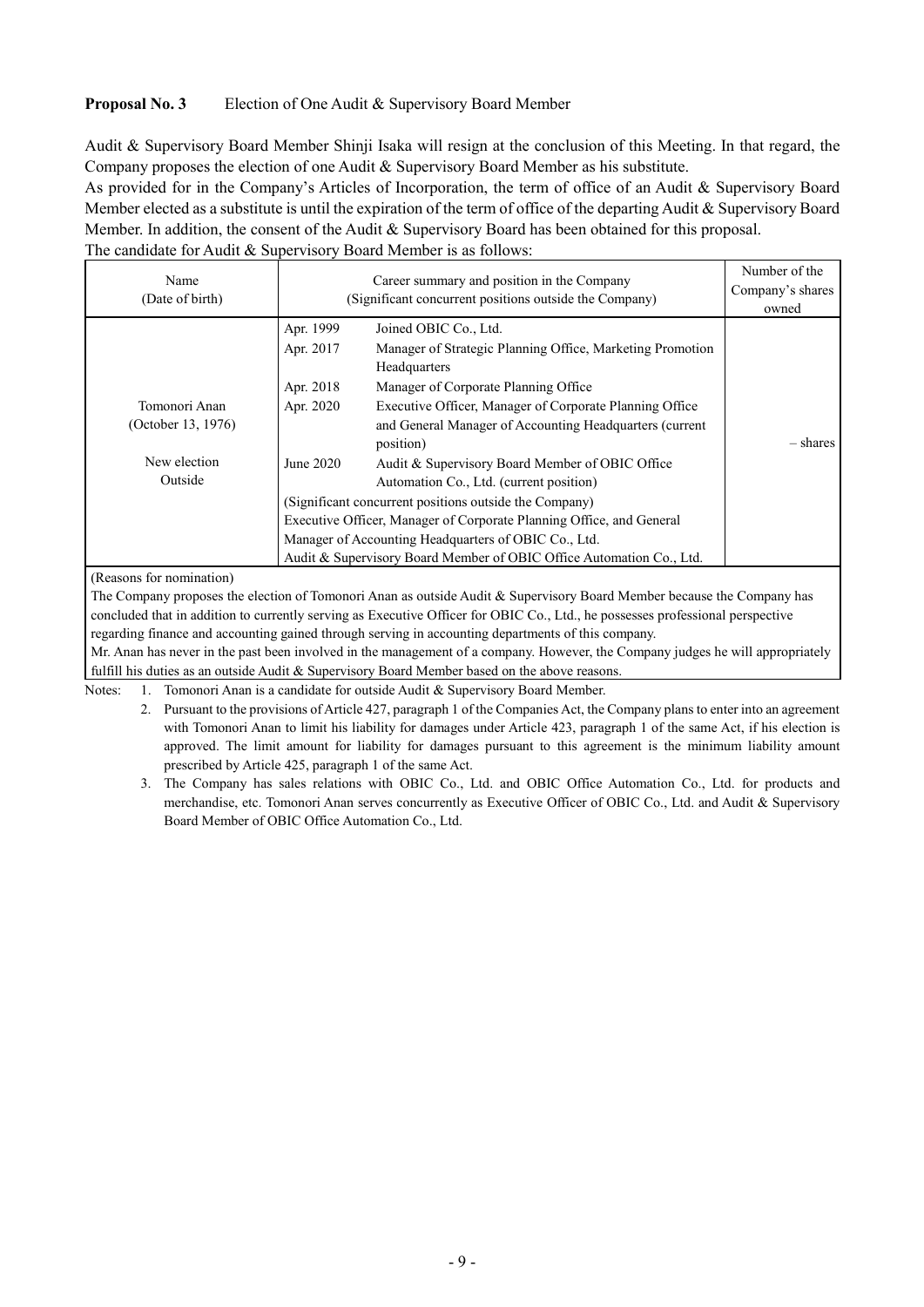**Proposal No. 3** Election of One Audit & Supervisory Board Member

Audit & Supervisory Board Member Shinji Isaka will resign at the conclusion of this Meeting. In that regard, the Company proposes the election of one Audit & Supervisory Board Member as his substitute.

As provided for in the Company's Articles of Incorporation, the term of office of an Audit & Supervisory Board Member elected as a substitute is until the expiration of the term of office of the departing Audit & Supervisory Board Member. In addition, the consent of the Audit & Supervisory Board has been obtained for this proposal.

The candidate for Audit & Supervisory Board Member is as follows:

| Name (Date of birth) | Career summary and position in the Company (Significant concurrent positions outside the Company) | | Number of the Company's shares owned |
|---|---|---|---|
| Tomonori Anan (October 13, 1976)<br><br>New election<br>Outside | Apr. 1999 | Joined OBIC Co., Ltd. | – shares |
| | Apr. 2017 | Manager of Strategic Planning Office, Marketing Promotion Headquarters | |
| | Apr. 2018 | Manager of Corporate Planning Office | |
| | Apr. 2020 | Executive Officer, Manager of Corporate Planning Office and General Manager of Accounting Headquarters (current position) | |
| | June 2020 | Audit & Supervisory Board Member of OBIC Office Automation Co., Ltd. (current position) | |
| | (Significant concurrent positions outside the Company)<br>Executive Officer, Manager of Corporate Planning Office, and General Manager of Accounting Headquarters of OBIC Co., Ltd.<br>Audit & Supervisory Board Member of OBIC Office Automation Co., Ltd. | | |

(Reasons for nomination)

The Company proposes the election of Tomonori Anan as outside Audit & Supervisory Board Member because the Company has concluded that in addition to currently serving as Executive Officer for OBIC Co., Ltd., he possesses professional perspective regarding finance and accounting gained through serving in accounting departments of this company.

Mr. Anan has never in the past been involved in the management of a company. However, the Company judges he will appropriately fulfill his duties as an outside Audit & Supervisory Board Member based on the above reasons.

Notes:
1. Tomonori Anan is a candidate for outside Audit & Supervisory Board Member.
2. Pursuant to the provisions of Article 427, paragraph 1 of the Companies Act, the Company plans to enter into an agreement with Tomonori Anan to limit his liability for damages under Article 423, paragraph 1 of the same Act, if his election is approved. The limit amount for liability for damages pursuant to this agreement is the minimum liability amount prescribed by Article 425, paragraph 1 of the same Act.
3. The Company has sales relations with OBIC Co., Ltd. and OBIC Office Automation Co., Ltd. for products and merchandise, etc. Tomonori Anan serves concurrently as Executive Officer of OBIC Co., Ltd. and Audit & Supervisory Board Member of OBIC Office Automation Co., Ltd.